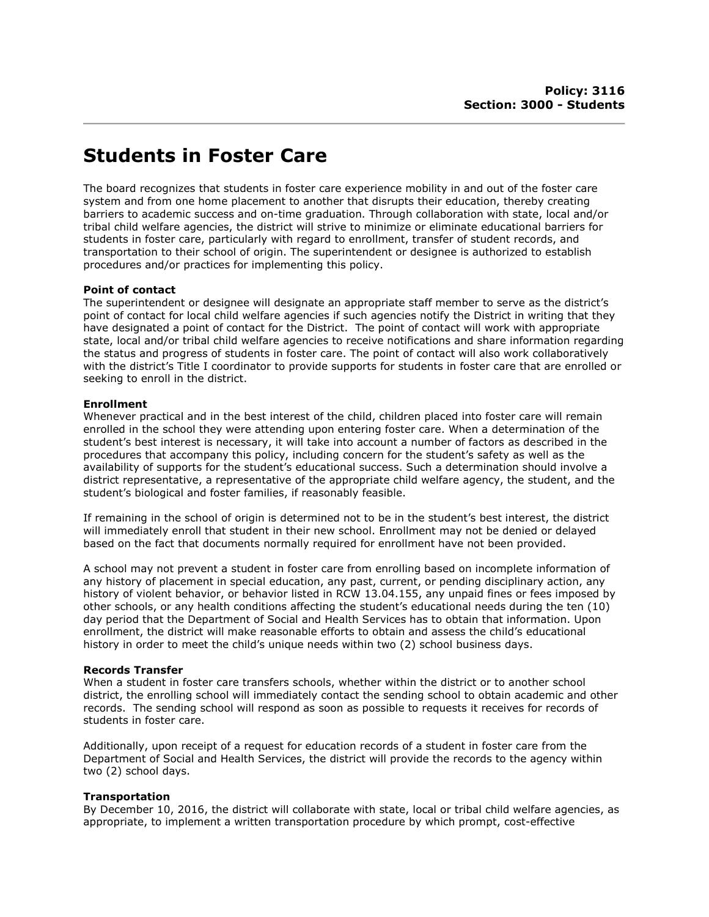**Policy: 3116**
**Section: 3000 - Students**

# Students in Foster Care

The board recognizes that students in foster care experience mobility in and out of the foster care system and from one home placement to another that disrupts their education, thereby creating barriers to academic success and on-time graduation. Through collaboration with state, local and/or tribal child welfare agencies, the district will strive to minimize or eliminate educational barriers for students in foster care, particularly with regard to enrollment, transfer of student records, and transportation to their school of origin. The superintendent or designee is authorized to establish procedures and/or practices for implementing this policy.

**Point of contact**
The superintendent or designee will designate an appropriate staff member to serve as the district's point of contact for local child welfare agencies if such agencies notify the District in writing that they have designated a point of contact for the District. The point of contact will work with appropriate state, local and/or tribal child welfare agencies to receive notifications and share information regarding the status and progress of students in foster care. The point of contact will also work collaboratively with the district's Title I coordinator to provide supports for students in foster care that are enrolled or seeking to enroll in the district.

**Enrollment**
Whenever practical and in the best interest of the child, children placed into foster care will remain enrolled in the school they were attending upon entering foster care. When a determination of the student's best interest is necessary, it will take into account a number of factors as described in the procedures that accompany this policy, including concern for the student's safety as well as the availability of supports for the student's educational success. Such a determination should involve a district representative, a representative of the appropriate child welfare agency, the student, and the student's biological and foster families, if reasonably feasible.

If remaining in the school of origin is determined not to be in the student's best interest, the district will immediately enroll that student in their new school. Enrollment may not be denied or delayed based on the fact that documents normally required for enrollment have not been provided.

A school may not prevent a student in foster care from enrolling based on incomplete information of any history of placement in special education, any past, current, or pending disciplinary action, any history of violent behavior, or behavior listed in RCW 13.04.155, any unpaid fines or fees imposed by other schools, or any health conditions affecting the student's educational needs during the ten (10) day period that the Department of Social and Health Services has to obtain that information. Upon enrollment, the district will make reasonable efforts to obtain and assess the child's educational history in order to meet the child's unique needs within two (2) school business days.

**Records Transfer**
When a student in foster care transfers schools, whether within the district or to another school district, the enrolling school will immediately contact the sending school to obtain academic and other records. The sending school will respond as soon as possible to requests it receives for records of students in foster care.

Additionally, upon receipt of a request for education records of a student in foster care from the Department of Social and Health Services, the district will provide the records to the agency within two (2) school days.

**Transportation**
By December 10, 2016, the district will collaborate with state, local or tribal child welfare agencies, as appropriate, to implement a written transportation procedure by which prompt, cost-effective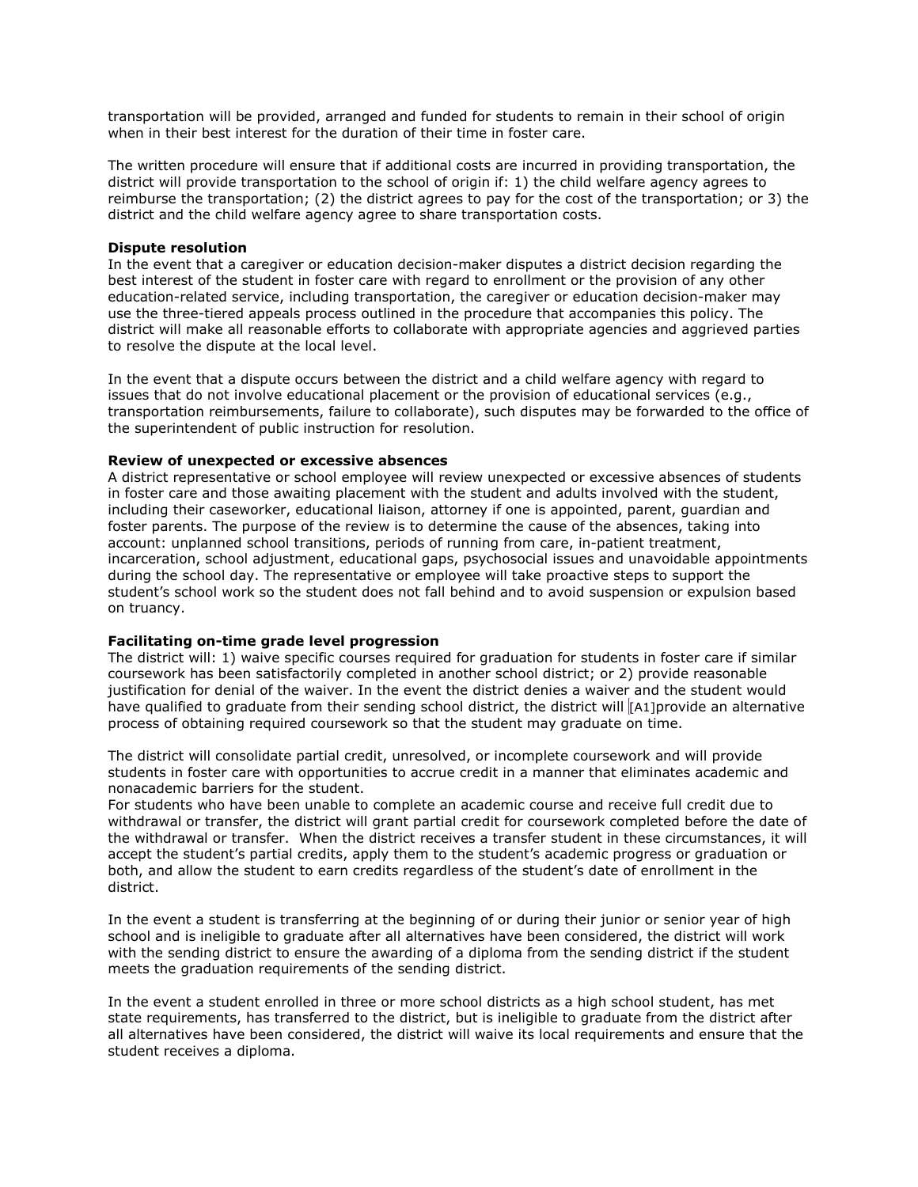transportation will be provided, arranged and funded for students to remain in their school of origin when in their best interest for the duration of their time in foster care.

The written procedure will ensure that if additional costs are incurred in providing transportation, the district will provide transportation to the school of origin if: 1) the child welfare agency agrees to reimburse the transportation; (2) the district agrees to pay for the cost of the transportation; or 3) the district and the child welfare agency agree to share transportation costs.

**Dispute resolution**
In the event that a caregiver or education decision-maker disputes a district decision regarding the best interest of the student in foster care with regard to enrollment or the provision of any other education-related service, including transportation, the caregiver or education decision-maker may use the three-tiered appeals process outlined in the procedure that accompanies this policy. The district will make all reasonable efforts to collaborate with appropriate agencies and aggrieved parties to resolve the dispute at the local level.

In the event that a dispute occurs between the district and a child welfare agency with regard to issues that do not involve educational placement or the provision of educational services (e.g., transportation reimbursements, failure to collaborate), such disputes may be forwarded to the office of the superintendent of public instruction for resolution.

**Review of unexpected or excessive absences**
A district representative or school employee will review unexpected or excessive absences of students in foster care and those awaiting placement with the student and adults involved with the student, including their caseworker, educational liaison, attorney if one is appointed, parent, guardian and foster parents. The purpose of the review is to determine the cause of the absences, taking into account: unplanned school transitions, periods of running from care, in-patient treatment, incarceration, school adjustment, educational gaps, psychosocial issues and unavoidable appointments during the school day. The representative or employee will take proactive steps to support the student's school work so the student does not fall behind and to avoid suspension or expulsion based on truancy.

**Facilitating on-time grade level progression**
The district will: 1) waive specific courses required for graduation for students in foster care if similar coursework has been satisfactorily completed in another school district; or 2) provide reasonable justification for denial of the waiver. In the event the district denies a waiver and the student would have qualified to graduate from their sending school district, the district will [A1]provide an alternative process of obtaining required coursework so that the student may graduate on time.

The district will consolidate partial credit, unresolved, or incomplete coursework and will provide students in foster care with opportunities to accrue credit in a manner that eliminates academic and nonacademic barriers for the student.
For students who have been unable to complete an academic course and receive full credit due to withdrawal or transfer, the district will grant partial credit for coursework completed before the date of the withdrawal or transfer. When the district receives a transfer student in these circumstances, it will accept the student's partial credits, apply them to the student's academic progress or graduation or both, and allow the student to earn credits regardless of the student's date of enrollment in the district.

In the event a student is transferring at the beginning of or during their junior or senior year of high school and is ineligible to graduate after all alternatives have been considered, the district will work with the sending district to ensure the awarding of a diploma from the sending district if the student meets the graduation requirements of the sending district.

In the event a student enrolled in three or more school districts as a high school student, has met state requirements, has transferred to the district, but is ineligible to graduate from the district after all alternatives have been considered, the district will waive its local requirements and ensure that the student receives a diploma.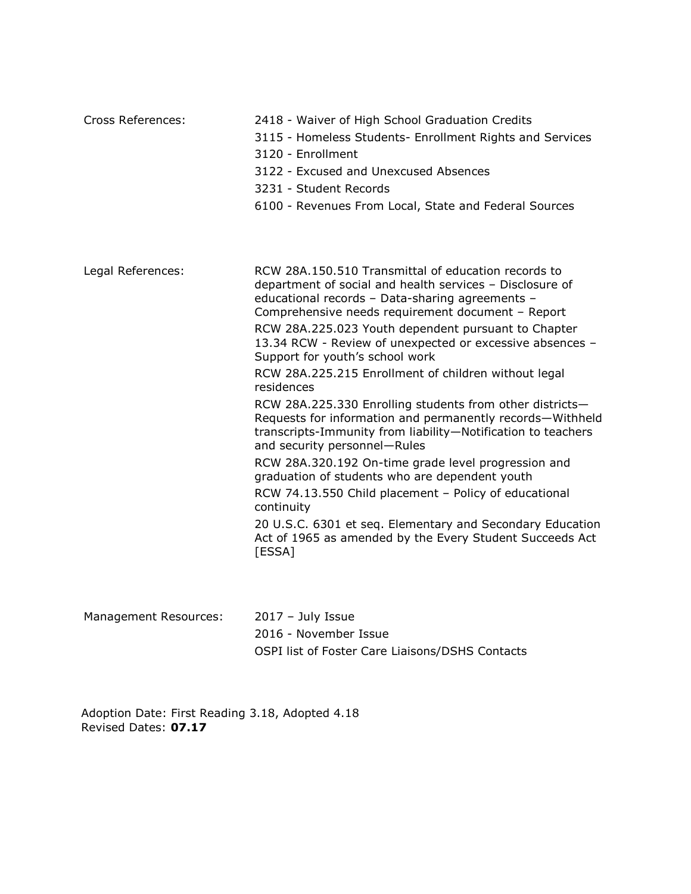Cross References:

- 2418 - Waiver of High School Graduation Credits
- 3115 - Homeless Students- Enrollment Rights and Services
- 3120 - Enrollment
- 3122 - Excused and Unexcused Absences
- 3231 - Student Records
- 6100 - Revenues From Local, State and Federal Sources

Legal References:

- RCW 28A.150.510 Transmittal of education records to department of social and health services – Disclosure of educational records – Data-sharing agreements – Comprehensive needs requirement document – Report
- RCW 28A.225.023 Youth dependent pursuant to Chapter 13.34 RCW - Review of unexpected or excessive absences – Support for youth's school work
- RCW 28A.225.215 Enrollment of children without legal residences
- RCW 28A.225.330 Enrolling students from other districts—Requests for information and permanently records—Withheld transcripts-Immunity from liability—Notification to teachers and security personnel—Rules
- RCW 28A.320.192 On-time grade level progression and graduation of students who are dependent youth
- RCW 74.13.550 Child placement – Policy of educational continuity
- 20 U.S.C. 6301 et seq. Elementary and Secondary Education Act of 1965 as amended by the Every Student Succeeds Act [ESSA]

Management Resources:

- 2017 – July Issue
- 2016 - November Issue
- OSPI list of Foster Care Liaisons/DSHS Contacts

Adoption Date: First Reading 3.18, Adopted 4.18
Revised Dates: **07.17**